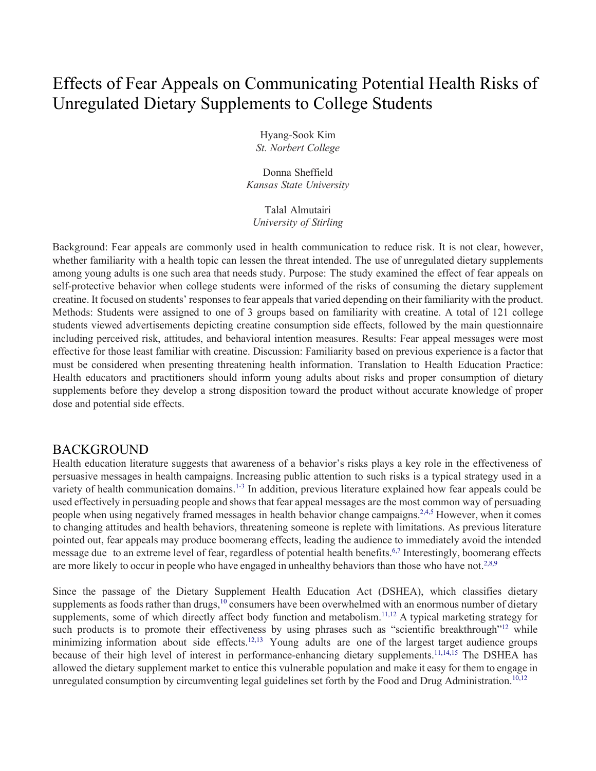# Effects of Fear Appeals on Communicating Potential Health Risks of Unregulated Dietary Supplements to College Students

Hyang-Sook Kim
*St. Norbert College*

Donna Sheffield
*Kansas State University*

Talal Almutairi
*University of Stirling*

Background: Fear appeals are commonly used in health communication to reduce risk. It is not clear, however, whether familiarity with a health topic can lessen the threat intended. The use of unregulated dietary supplements among young adults is one such area that needs study. Purpose: The study examined the effect of fear appeals on self-protective behavior when college students were informed of the risks of consuming the dietary supplement creatine. It focused on students' responses to fear appeals that varied depending on their familiarity with the product. Methods: Students were assigned to one of 3 groups based on familiarity with creatine. A total of 121 college students viewed advertisements depicting creatine consumption side effects, followed by the main questionnaire including perceived risk, attitudes, and behavioral intention measures. Results: Fear appeal messages were most effective for those least familiar with creatine. Discussion: Familiarity based on previous experience is a factor that must be considered when presenting threatening health information. Translation to Health Education Practice: Health educators and practitioners should inform young adults about risks and proper consumption of dietary supplements before they develop a strong disposition toward the product without accurate knowledge of proper dose and potential side effects.

## BACKGROUND

Health education literature suggests that awareness of a behavior's risks plays a key role in the effectiveness of persuasive messages in health campaigns. Increasing public attention to such risks is a typical strategy used in a variety of health communication domains.[1-3] In addition, previous literature explained how fear appeals could be used effectively in persuading people and shows that fear appeal messages are the most common way of persuading people when using negatively framed messages in health behavior change campaigns.[2,4,5] However, when it comes to changing attitudes and health behaviors, threatening someone is replete with limitations. As previous literature pointed out, fear appeals may produce boomerang effects, leading the audience to immediately avoid the intended message due to an extreme level of fear, regardless of potential health benefits.[6,7] Interestingly, boomerang effects are more likely to occur in people who have engaged in unhealthy behaviors than those who have not.[2,8,9]

Since the passage of the Dietary Supplement Health Education Act (DSHEA), which classifies dietary supplements as foods rather than drugs,[10] consumers have been overwhelmed with an enormous number of dietary supplements, some of which directly affect body function and metabolism.[11,12] A typical marketing strategy for such products is to promote their effectiveness by using phrases such as "scientific breakthrough"[12] while minimizing information about side effects.[12,13] Young adults are one of the largest target audience groups because of their high level of interest in performance-enhancing dietary supplements.[11,14,15] The DSHEA has allowed the dietary supplement market to entice this vulnerable population and make it easy for them to engage in unregulated consumption by circumventing legal guidelines set forth by the Food and Drug Administration.[10,12]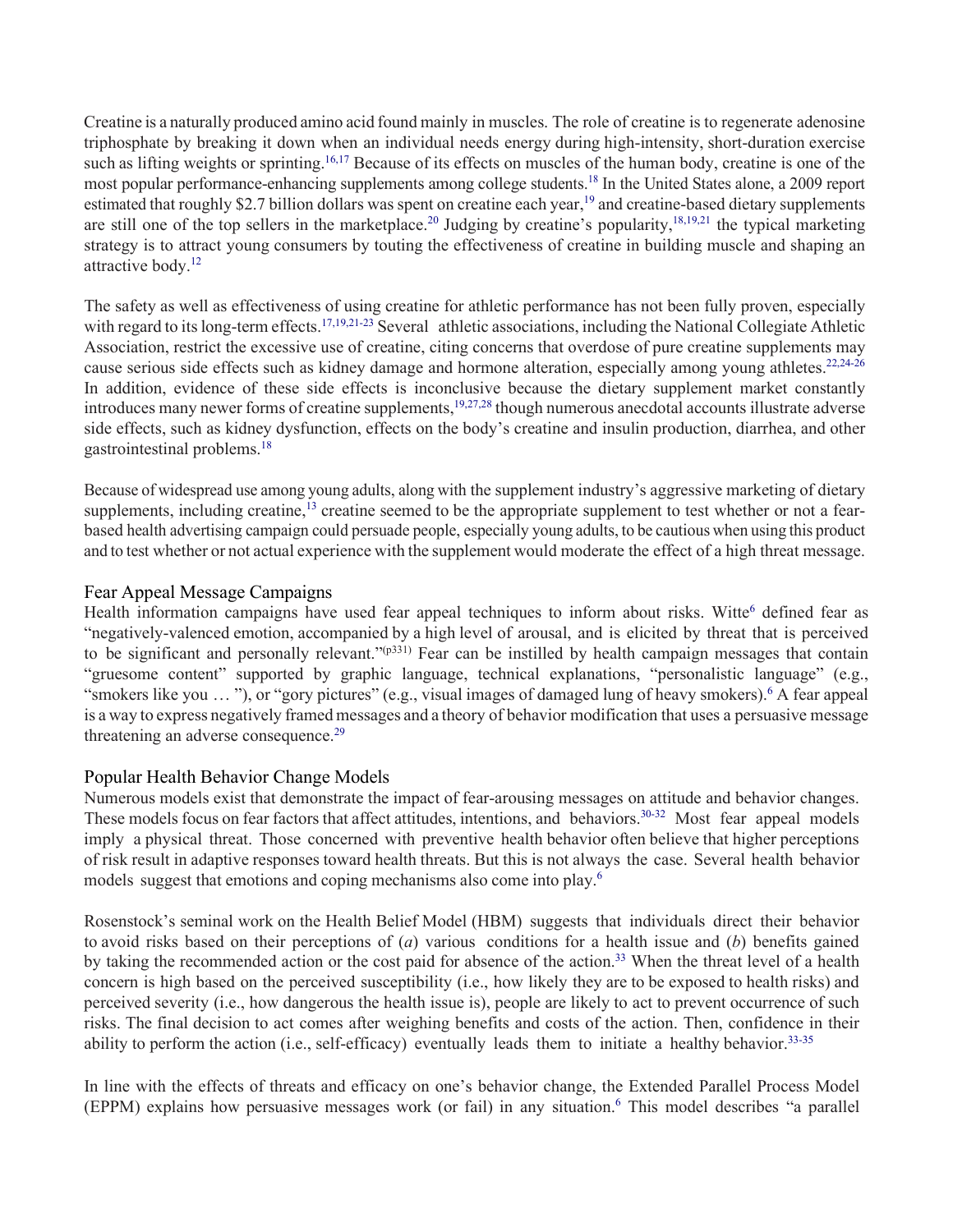Creatine is a naturally produced amino acid found mainly in muscles. The role of creatine is to regenerate adenosine triphosphate by breaking it down when an individual needs energy during high-intensity, short-duration exercise such as lifting weights or sprinting.[16,17] Because of its effects on muscles of the human body, creatine is one of the most popular performance-enhancing supplements among college students.[18] In the United States alone, a 2009 report estimated that roughly $2.7 billion dollars was spent on creatine each year,[19] and creatine-based dietary supplements are still one of the top sellers in the marketplace.[20] Judging by creatine's popularity,[18,19,21] the typical marketing strategy is to attract young consumers by touting the effectiveness of creatine in building muscle and shaping an attractive body.[12]

The safety as well as effectiveness of using creatine for athletic performance has not been fully proven, especially with regard to its long-term effects.[17,19,21-23] Several athletic associations, including the National Collegiate Athletic Association, restrict the excessive use of creatine, citing concerns that overdose of pure creatine supplements may cause serious side effects such as kidney damage and hormone alteration, especially among young athletes.[22,24-26] In addition, evidence of these side effects is inconclusive because the dietary supplement market constantly introduces many newer forms of creatine supplements,[19,27,28] though numerous anecdotal accounts illustrate adverse side effects, such as kidney dysfunction, effects on the body's creatine and insulin production, diarrhea, and other gastrointestinal problems.[18]

Because of widespread use among young adults, along with the supplement industry's aggressive marketing of dietary supplements, including creatine,[13] creatine seemed to be the appropriate supplement to test whether or not a fear-based health advertising campaign could persuade people, especially young adults, to be cautious when using this product and to test whether or not actual experience with the supplement would moderate the effect of a high threat message.

## Fear Appeal Message Campaigns

Health information campaigns have used fear appeal techniques to inform about risks. Witte[6] defined fear as "negatively-valenced emotion, accompanied by a high level of arousal, and is elicited by threat that is perceived to be significant and personally relevant."[(p331)] Fear can be instilled by health campaign messages that contain "gruesome content" supported by graphic language, technical explanations, "personalistic language" (e.g., "smokers like you … "), or "gory pictures" (e.g., visual images of damaged lung of heavy smokers).[6] A fear appeal is a way to express negatively framed messages and a theory of behavior modification that uses a persuasive message threatening an adverse consequence.[29]

## Popular Health Behavior Change Models

Numerous models exist that demonstrate the impact of fear-arousing messages on attitude and behavior changes. These models focus on fear factors that affect attitudes, intentions, and behaviors.[30-32] Most fear appeal models imply a physical threat. Those concerned with preventive health behavior often believe that higher perceptions of risk result in adaptive responses toward health threats. But this is not always the case. Several health behavior models suggest that emotions and coping mechanisms also come into play.[6]

Rosenstock's seminal work on the Health Belief Model (HBM) suggests that individuals direct their behavior to avoid risks based on their perceptions of (*a*) various conditions for a health issue and (*b*) benefits gained by taking the recommended action or the cost paid for absence of the action.[33] When the threat level of a health concern is high based on the perceived susceptibility (i.e., how likely they are to be exposed to health risks) and perceived severity (i.e., how dangerous the health issue is), people are likely to act to prevent occurrence of such risks. The final decision to act comes after weighing benefits and costs of the action. Then, confidence in their ability to perform the action (i.e., self-efficacy) eventually leads them to initiate a healthy behavior.[33-35]

In line with the effects of threats and efficacy on one's behavior change, the Extended Parallel Process Model (EPPM) explains how persuasive messages work (or fail) in any situation.[6] This model describes "a parallel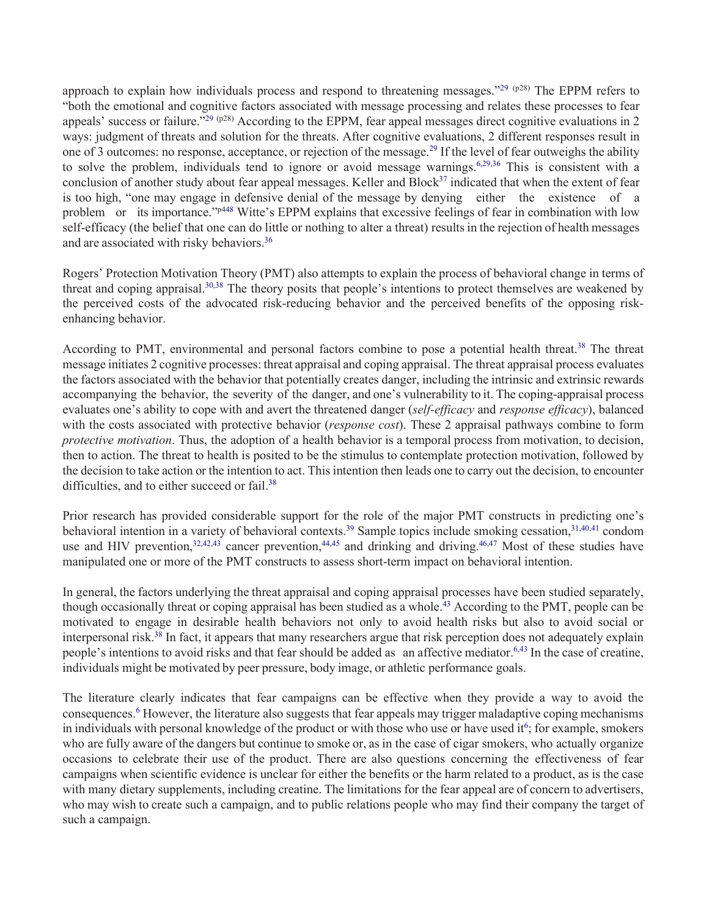approach to explain how individuals process and respond to threatening messages."[29 (p28)] The EPPM refers to "both the emotional and cognitive factors associated with message processing and relates these processes to fear appeals' success or failure."[29 (p28)] According to the EPPM, fear appeal messages direct cognitive evaluations in 2 ways: judgment of threats and solution for the threats. After cognitive evaluations, 2 different responses result in one of 3 outcomes: no response, acceptance, or rejection of the message.[29] If the level of fear outweighs the ability to solve the problem, individuals tend to ignore or avoid message warnings.[6,29,36] This is consistent with a conclusion of another study about fear appeal messages. Keller and Block[37] indicated that when the extent of fear is too high, "one may engage in defensive denial of the message by denying either the existence of a problem or its importance."[p448] Witte's EPPM explains that excessive feelings of fear in combination with low self-efficacy (the belief that one can do little or nothing to alter a threat) results in the rejection of health messages and are associated with risky behaviors.[36]

Rogers' Protection Motivation Theory (PMT) also attempts to explain the process of behavioral change in terms of threat and coping appraisal.[30,38] The theory posits that people's intentions to protect themselves are weakened by the perceived costs of the advocated risk-reducing behavior and the perceived benefits of the opposing risk-enhancing behavior.

According to PMT, environmental and personal factors combine to pose a potential health threat.[38] The threat message initiates 2 cognitive processes: threat appraisal and coping appraisal. The threat appraisal process evaluates the factors associated with the behavior that potentially creates danger, including the intrinsic and extrinsic rewards accompanying the behavior, the severity of the danger, and one's vulnerability to it. The coping-appraisal process evaluates one's ability to cope with and avert the threatened danger (*self-efficacy* and *response efficacy*), balanced with the costs associated with protective behavior (*response cost*). These 2 appraisal pathways combine to form *protective motivation*. Thus, the adoption of a health behavior is a temporal process from motivation, to decision, then to action. The threat to health is posited to be the stimulus to contemplate protection motivation, followed by the decision to take action or the intention to act. This intention then leads one to carry out the decision, to encounter difficulties, and to either succeed or fail.[38]

Prior research has provided considerable support for the role of the major PMT constructs in predicting one's behavioral intention in a variety of behavioral contexts.[39] Sample topics include smoking cessation,[31,40,41] condom use and HIV prevention,[32,42,43] cancer prevention,[44,45] and drinking and driving.[46,47] Most of these studies have manipulated one or more of the PMT constructs to assess short-term impact on behavioral intention.

In general, the factors underlying the threat appraisal and coping appraisal processes have been studied separately, though occasionally threat or coping appraisal has been studied as a whole.[43] According to the PMT, people can be motivated to engage in desirable health behaviors not only to avoid health risks but also to avoid social or interpersonal risk.[38] In fact, it appears that many researchers argue that risk perception does not adequately explain people's intentions to avoid risks and that fear should be added as an affective mediator.[6,43] In the case of creatine, individuals might be motivated by peer pressure, body image, or athletic performance goals.

The literature clearly indicates that fear campaigns can be effective when they provide a way to avoid the consequences.[6] However, the literature also suggests that fear appeals may trigger maladaptive coping mechanisms in individuals with personal knowledge of the product or with those who use or have used it[6]; for example, smokers who are fully aware of the dangers but continue to smoke or, as in the case of cigar smokers, who actually organize occasions to celebrate their use of the product. There are also questions concerning the effectiveness of fear campaigns when scientific evidence is unclear for either the benefits or the harm related to a product, as is the case with many dietary supplements, including creatine. The limitations for the fear appeal are of concern to advertisers, who may wish to create such a campaign, and to public relations people who may find their company the target of such a campaign.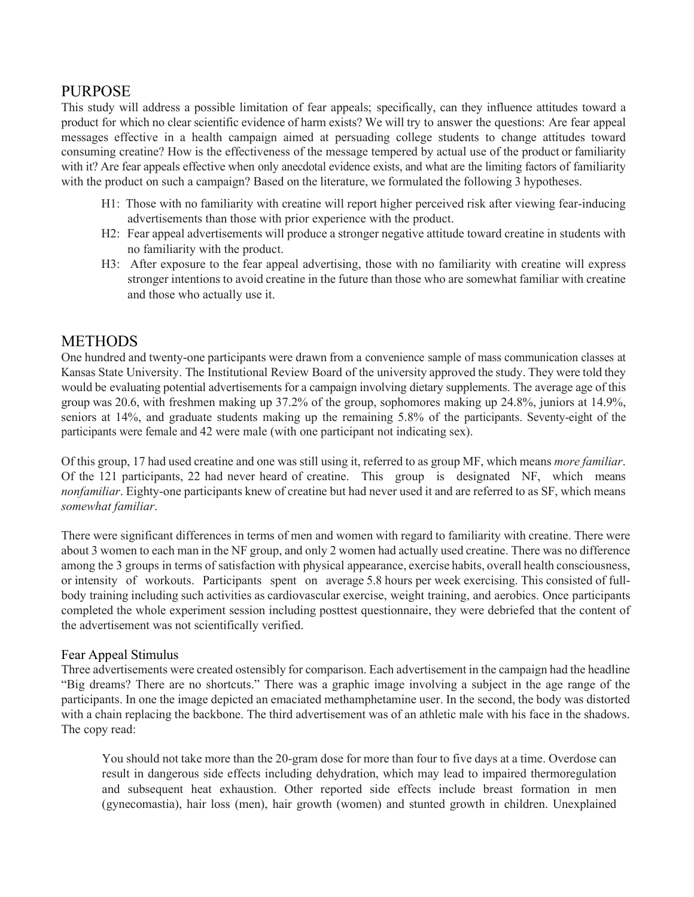## PURPOSE

This study will address a possible limitation of fear appeals; specifically, can they influence attitudes toward a product for which no clear scientific evidence of harm exists? We will try to answer the questions: Are fear appeal messages effective in a health campaign aimed at persuading college students to change attitudes toward consuming creatine? How is the effectiveness of the message tempered by actual use of the product or familiarity with it? Are fear appeals effective when only anecdotal evidence exists, and what are the limiting factors of familiarity with the product on such a campaign? Based on the literature, we formulated the following 3 hypotheses.

- H1: Those with no familiarity with creatine will report higher perceived risk after viewing fear-inducing advertisements than those with prior experience with the product.
- H2: Fear appeal advertisements will produce a stronger negative attitude toward creatine in students with no familiarity with the product.
- H3: After exposure to the fear appeal advertising, those with no familiarity with creatine will express stronger intentions to avoid creatine in the future than those who are somewhat familiar with creatine and those who actually use it.

## METHODS

One hundred and twenty-one participants were drawn from a convenience sample of mass communication classes at Kansas State University. The Institutional Review Board of the university approved the study. They were told they would be evaluating potential advertisements for a campaign involving dietary supplements. The average age of this group was 20.6, with freshmen making up 37.2% of the group, sophomores making up 24.8%, juniors at 14.9%, seniors at 14%, and graduate students making up the remaining 5.8% of the participants. Seventy-eight of the participants were female and 42 were male (with one participant not indicating sex).

Of this group, 17 had used creatine and one was still using it, referred to as group MF, which means *more familiar*. Of the 121 participants, 22 had never heard of creatine. This group is designated NF, which means *nonfamiliar*. Eighty-one participants knew of creatine but had never used it and are referred to as SF, which means *somewhat familiar*.

There were significant differences in terms of men and women with regard to familiarity with creatine. There were about 3 women to each man in the NF group, and only 2 women had actually used creatine. There was no difference among the 3 groups in terms of satisfaction with physical appearance, exercise habits, overall health consciousness, or intensity of workouts. Participants spent on average 5.8 hours per week exercising. This consisted of full-body training including such activities as cardiovascular exercise, weight training, and aerobics. Once participants completed the whole experiment session including posttest questionnaire, they were debriefed that the content of the advertisement was not scientifically verified.

### Fear Appeal Stimulus

Three advertisements were created ostensibly for comparison. Each advertisement in the campaign had the headline "Big dreams? There are no shortcuts." There was a graphic image involving a subject in the age range of the participants. In one the image depicted an emaciated methamphetamine user. In the second, the body was distorted with a chain replacing the backbone. The third advertisement was of an athletic male with his face in the shadows. The copy read:

> You should not take more than the 20-gram dose for more than four to five days at a time. Overdose can result in dangerous side effects including dehydration, which may lead to impaired thermoregulation and subsequent heat exhaustion. Other reported side effects include breast formation in men (gynecomastia), hair loss (men), hair growth (women) and stunted growth in children. Unexplained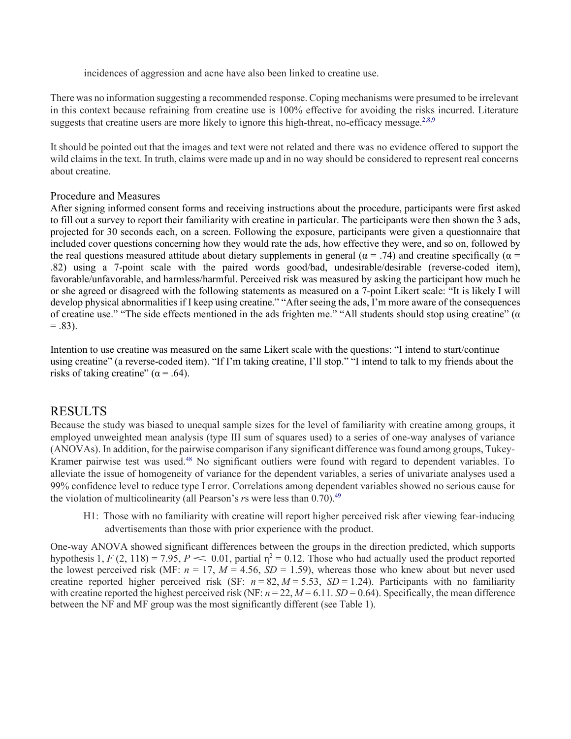incidences of aggression and acne have also been linked to creatine use.

There was no information suggesting a recommended response. Coping mechanisms were presumed to be irrelevant in this context because refraining from creatine use is 100% effective for avoiding the risks incurred. Literature suggests that creatine users are more likely to ignore this high-threat, no-efficacy message.[2,8,9]

It should be pointed out that the images and text were not related and there was no evidence offered to support the wild claims in the text. In truth, claims were made up and in no way should be considered to represent real concerns about creatine.

### Procedure and Measures

After signing informed consent forms and receiving instructions about the procedure, participants were first asked to fill out a survey to report their familiarity with creatine in particular. The participants were then shown the 3 ads, projected for 30 seconds each, on a screen. Following the exposure, participants were given a questionnaire that included cover questions concerning how they would rate the ads, how effective they were, and so on, followed by the real questions measured attitude about dietary supplements in general ($\alpha = .74$) and creatine specifically ($\alpha = .82$) using a 7-point scale with the paired words good/bad, undesirable/desirable (reverse-coded item), favorable/unfavorable, and harmless/harmful. Perceived risk was measured by asking the participant how much he or she agreed or disagreed with the following statements as measured on a 7-point Likert scale: "It is likely I will develop physical abnormalities if I keep using creatine." "After seeing the ads, I'm more aware of the consequences of creatine use." "The side effects mentioned in the ads frighten me." "All students should stop using creatine" ($\alpha = .83$).

Intention to use creatine was measured on the same Likert scale with the questions: "I intend to start/continue using creatine" (a reverse-coded item). "If I'm taking creatine, I'll stop." "I intend to talk to my friends about the risks of taking creatine" ($\alpha = .64$).

## RESULTS

Because the study was biased to unequal sample sizes for the level of familiarity with creatine among groups, it employed unweighted mean analysis (type III sum of squares used) to a series of one-way analyses of variance (ANOVAs). In addition, for the pairwise comparison if any significant difference was found among groups, Tukey-Kramer pairwise test was used.[48] No significant outliers were found with regard to dependent variables. To alleviate the issue of homogeneity of variance for the dependent variables, a series of univariate analyses used a 99% confidence level to reduce type I error. Correlations among dependent variables showed no serious cause for the violation of multicolinearity (all Pearson's $r$s were less than 0.70).[49]

> H1: Those with no familiarity with creatine will report higher perceived risk after viewing fear-inducing advertisements than those with prior experience with the product.

One-way ANOVA showed significant differences between the groups in the direction predicted, which supports hypothesis 1, $F(2, 118) = 7.95$, $P < 0.01$, partial $\eta^2 = 0.12$. Those who had actually used the product reported the lowest perceived risk (MF: $n = 17$, $M = 4.56$, $SD = 1.59$), whereas those who knew about but never used creatine reported higher perceived risk (SF: $n = 82$, $M = 5.53$, $SD = 1.24$). Participants with no familiarity with creatine reported the highest perceived risk (NF: $n = 22$, $M = 6.11$. $SD = 0.64$). Specifically, the mean difference between the NF and MF group was the most significantly different (see Table 1).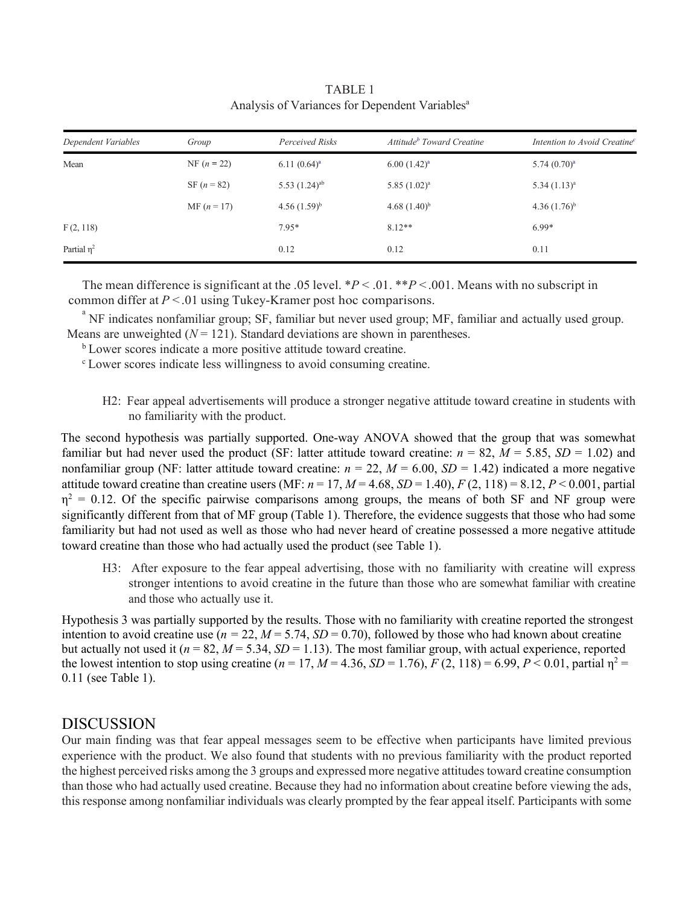TABLE 1
Analysis of Variances for Dependent Variables[a]

| *Dependent Variables* | *Group* | *Perceived Risks* | *Attitude[b] Toward Creatine* | *Intention to Avoid Creatine[c]* |
|---|---|---|---|---|
| Mean | NF (*n* = 22) | 6.11 (0.64)$^a$ | 6.00 (1.42)$^a$ | 5.74 (0.70)$^a$ |
| | SF (*n* = 82) | 5.53 (1.24)$^{ab}$ | 5.85 (1.02)$^a$ | 5.34 (1.13)$^a$ |
| | MF (*n* = 17) | 4.56 (1.59)$^b$ | 4.68 (1.40)$^b$ | 4.36 (1.76)$^b$ |
| F (2, 118) | | 7.95* | 8.12** | 6.99* |
| Partial $\eta^2$ | | 0.12 | 0.12 | 0.11 |

The mean difference is significant at the .05 level. *$P < .01$. **$P < .001$. Means with no subscript in common differ at $P < .01$ using Tukey-Kramer post hoc comparisons.

[a] NF indicates nonfamiliar group; SF, familiar but never used group; MF, familiar and actually used group. Means are unweighted ($N = 121$). Standard deviations are shown in parentheses.

[b] Lower scores indicate a more positive attitude toward creatine.

[c] Lower scores indicate less willingness to avoid consuming creatine.

> H2: Fear appeal advertisements will produce a stronger negative attitude toward creatine in students with no familiarity with the product.

The second hypothesis was partially supported. One-way ANOVA showed that the group that was somewhat familiar but had never used the product (SF: latter attitude toward creatine: $n = 82$, $M = 5.85$, $SD = 1.02$) and nonfamiliar group (NF: latter attitude toward creatine: $n = 22$, $M = 6.00$, $SD = 1.42$) indicated a more negative attitude toward creatine than creatine users (MF: $n = 17$, $M = 4.68$, $SD = 1.40$), $F(2, 118) = 8.12$, $P < 0.001$, partial $\eta^2 = 0.12$. Of the specific pairwise comparisons among groups, the means of both SF and NF group were significantly different from that of MF group (Table 1). Therefore, the evidence suggests that those who had some familiarity but had not used as well as those who had never heard of creatine possessed a more negative attitude toward creatine than those who had actually used the product (see Table 1).

> H3: After exposure to the fear appeal advertising, those with no familiarity with creatine will express stronger intentions to avoid creatine in the future than those who are somewhat familiar with creatine and those who actually use it.

Hypothesis 3 was partially supported by the results. Those with no familiarity with creatine reported the strongest intention to avoid creatine use ($n = 22$, $M = 5.74$, $SD = 0.70$), followed by those who had known about creatine but actually not used it ($n = 82$, $M = 5.34$, $SD = 1.13$). The most familiar group, with actual experience, reported the lowest intention to stop using creatine ($n = 17$, $M = 4.36$, $SD = 1.76$), $F(2, 118) = 6.99$, $P < 0.01$, partial $\eta^2 = 0.11$ (see Table 1).

## DISCUSSION

Our main finding was that fear appeal messages seem to be effective when participants have limited previous experience with the product. We also found that students with no previous familiarity with the product reported the highest perceived risks among the 3 groups and expressed more negative attitudes toward creatine consumption than those who had actually used creatine. Because they had no information about creatine before viewing the ads, this response among nonfamiliar individuals was clearly prompted by the fear appeal itself. Participants with some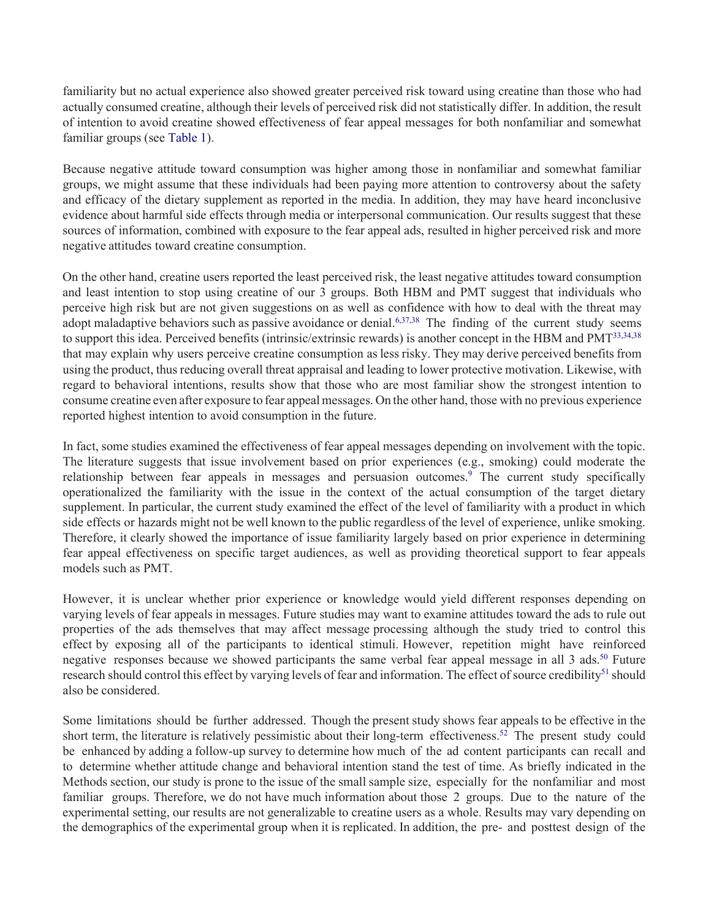familiarity but no actual experience also showed greater perceived risk toward using creatine than those who had actually consumed creatine, although their levels of perceived risk did not statistically differ. In addition, the result of intention to avoid creatine showed effectiveness of fear appeal messages for both nonfamiliar and somewhat familiar groups (see Table 1).

Because negative attitude toward consumption was higher among those in nonfamiliar and somewhat familiar groups, we might assume that these individuals had been paying more attention to controversy about the safety and efficacy of the dietary supplement as reported in the media. In addition, they may have heard inconclusive evidence about harmful side effects through media or interpersonal communication. Our results suggest that these sources of information, combined with exposure to the fear appeal ads, resulted in higher perceived risk and more negative attitudes toward creatine consumption.

On the other hand, creatine users reported the least perceived risk, the least negative attitudes toward consumption and least intention to stop using creatine of our 3 groups. Both HBM and PMT suggest that individuals who perceive high risk but are not given suggestions on as well as confidence with how to deal with the threat may adopt maladaptive behaviors such as passive avoidance or denial.[6,37,38] The finding of the current study seems to support this idea. Perceived benefits (intrinsic/extrinsic rewards) is another concept in the HBM and PMT[33,34,38] that may explain why users perceive creatine consumption as less risky. They may derive perceived benefits from using the product, thus reducing overall threat appraisal and leading to lower protective motivation. Likewise, with regard to behavioral intentions, results show that those who are most familiar show the strongest intention to consume creatine even after exposure to fear appeal messages. On the other hand, those with no previous experience reported highest intention to avoid consumption in the future.

In fact, some studies examined the effectiveness of fear appeal messages depending on involvement with the topic. The literature suggests that issue involvement based on prior experiences (e.g., smoking) could moderate the relationship between fear appeals in messages and persuasion outcomes.[9] The current study specifically operationalized the familiarity with the issue in the context of the actual consumption of the target dietary supplement. In particular, the current study examined the effect of the level of familiarity with a product in which side effects or hazards might not be well known to the public regardless of the level of experience, unlike smoking. Therefore, it clearly showed the importance of issue familiarity largely based on prior experience in determining fear appeal effectiveness on specific target audiences, as well as providing theoretical support to fear appeals models such as PMT.

However, it is unclear whether prior experience or knowledge would yield different responses depending on varying levels of fear appeals in messages. Future studies may want to examine attitudes toward the ads to rule out properties of the ads themselves that may affect message processing although the study tried to control this effect by exposing all of the participants to identical stimuli. However, repetition might have reinforced negative responses because we showed participants the same verbal fear appeal message in all 3 ads.[50] Future research should control this effect by varying levels of fear and information. The effect of source credibility[51] should also be considered.

Some limitations should be further addressed. Though the present study shows fear appeals to be effective in the short term, the literature is relatively pessimistic about their long-term effectiveness.[52] The present study could be enhanced by adding a follow-up survey to determine how much of the ad content participants can recall and to determine whether attitude change and behavioral intention stand the test of time. As briefly indicated in the Methods section, our study is prone to the issue of the small sample size, especially for the nonfamiliar and most familiar groups. Therefore, we do not have much information about those 2 groups. Due to the nature of the experimental setting, our results are not generalizable to creatine users as a whole. Results may vary depending on the demographics of the experimental group when it is replicated. In addition, the pre- and posttest design of the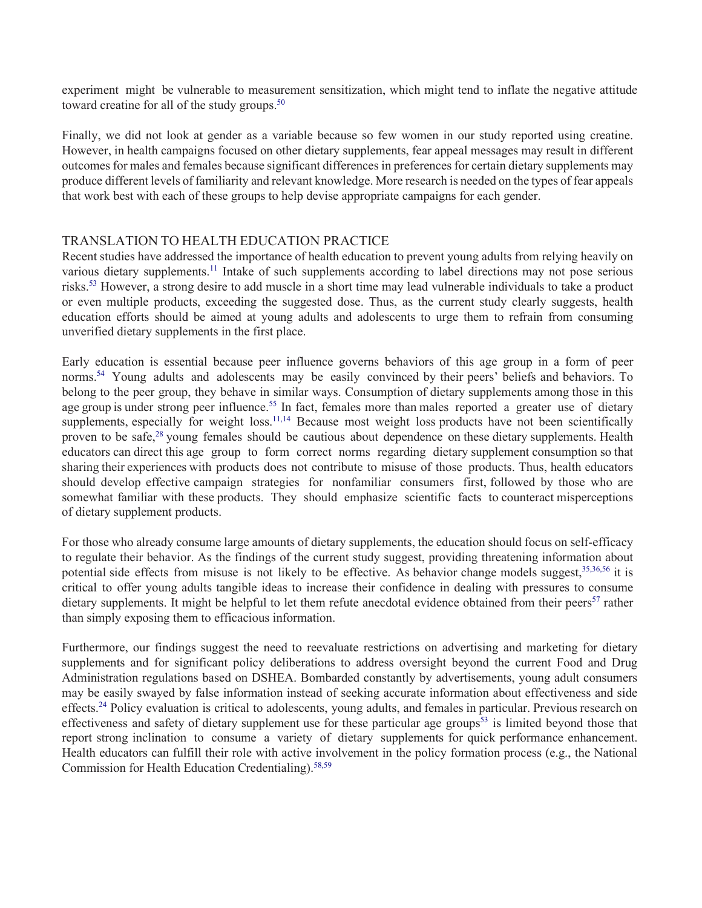experiment might be vulnerable to measurement sensitization, which might tend to inflate the negative attitude toward creatine for all of the study groups.[50]

Finally, we did not look at gender as a variable because so few women in our study reported using creatine. However, in health campaigns focused on other dietary supplements, fear appeal messages may result in different outcomes for males and females because significant differences in preferences for certain dietary supplements may produce different levels of familiarity and relevant knowledge. More research is needed on the types of fear appeals that work best with each of these groups to help devise appropriate campaigns for each gender.

## TRANSLATION TO HEALTH EDUCATION PRACTICE

Recent studies have addressed the importance of health education to prevent young adults from relying heavily on various dietary supplements.[11] Intake of such supplements according to label directions may not pose serious risks.[53] However, a strong desire to add muscle in a short time may lead vulnerable individuals to take a product or even multiple products, exceeding the suggested dose. Thus, as the current study clearly suggests, health education efforts should be aimed at young adults and adolescents to urge them to refrain from consuming unverified dietary supplements in the first place.

Early education is essential because peer influence governs behaviors of this age group in a form of peer norms.[54] Young adults and adolescents may be easily convinced by their peers' beliefs and behaviors. To belong to the peer group, they behave in similar ways. Consumption of dietary supplements among those in this age group is under strong peer influence.[55] In fact, females more than males reported a greater use of dietary supplements, especially for weight loss.[11,14] Because most weight loss products have not been scientifically proven to be safe,[28] young females should be cautious about dependence on these dietary supplements. Health educators can direct this age group to form correct norms regarding dietary supplement consumption so that sharing their experiences with products does not contribute to misuse of those products. Thus, health educators should develop effective campaign strategies for nonfamiliar consumers first, followed by those who are somewhat familiar with these products. They should emphasize scientific facts to counteract misperceptions of dietary supplement products.

For those who already consume large amounts of dietary supplements, the education should focus on self-efficacy to regulate their behavior. As the findings of the current study suggest, providing threatening information about potential side effects from misuse is not likely to be effective. As behavior change models suggest,[35,36,56] it is critical to offer young adults tangible ideas to increase their confidence in dealing with pressures to consume dietary supplements. It might be helpful to let them refute anecdotal evidence obtained from their peers[57] rather than simply exposing them to efficacious information.

Furthermore, our findings suggest the need to reevaluate restrictions on advertising and marketing for dietary supplements and for significant policy deliberations to address oversight beyond the current Food and Drug Administration regulations based on DSHEA. Bombarded constantly by advertisements, young adult consumers may be easily swayed by false information instead of seeking accurate information about effectiveness and side effects.[24] Policy evaluation is critical to adolescents, young adults, and females in particular. Previous research on effectiveness and safety of dietary supplement use for these particular age groups[53] is limited beyond those that report strong inclination to consume a variety of dietary supplements for quick performance enhancement. Health educators can fulfill their role with active involvement in the policy formation process (e.g., the National Commission for Health Education Credentialing).[58,59]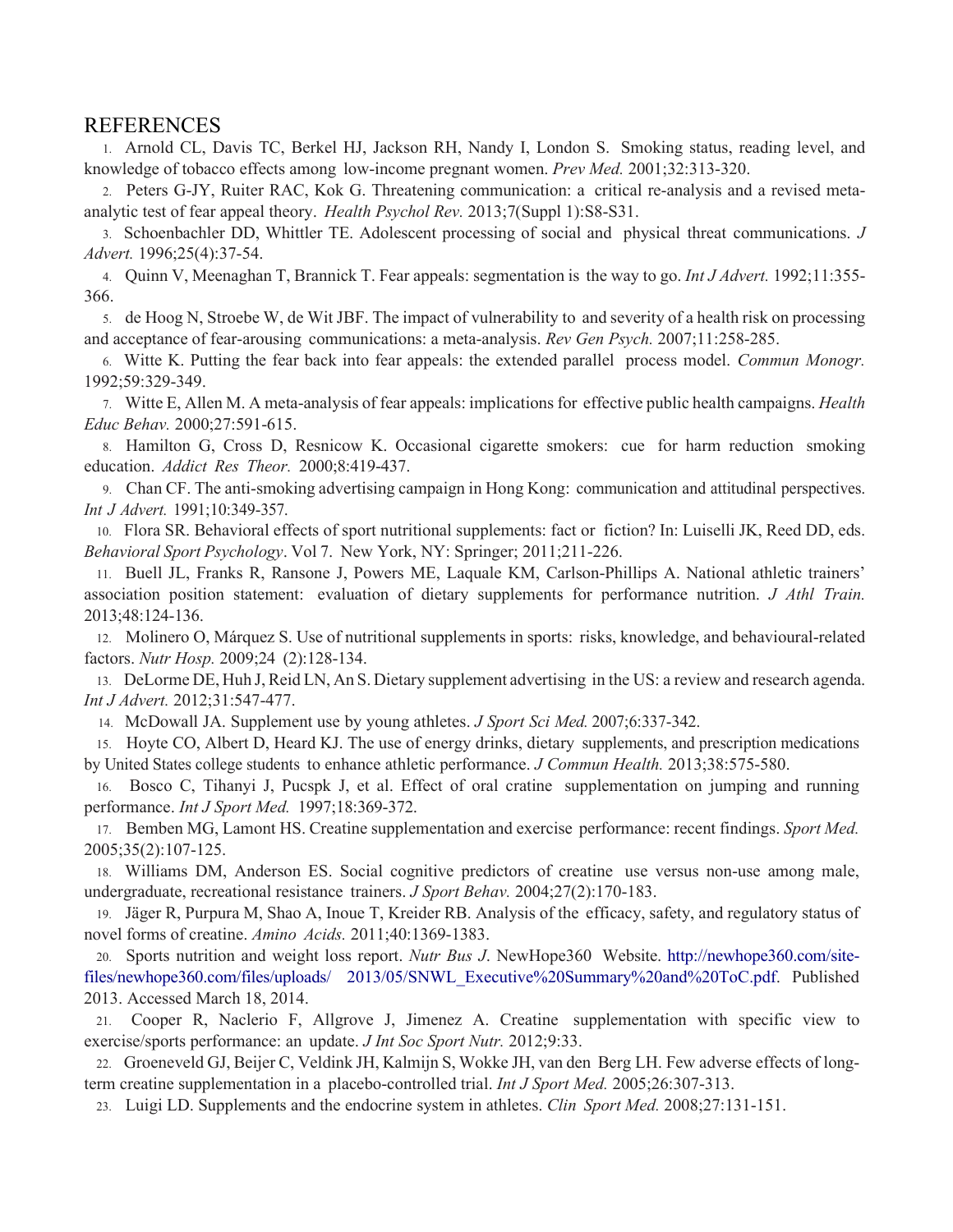## REFERENCES

1. Arnold CL, Davis TC, Berkel HJ, Jackson RH, Nandy I, London S. Smoking status, reading level, and knowledge of tobacco effects among low-income pregnant women. *Prev Med.* 2001;32:313-320.
2. Peters G-JY, Ruiter RAC, Kok G. Threatening communication: a critical re-analysis and a revised meta-analytic test of fear appeal theory. *Health Psychol Rev.* 2013;7(Suppl 1):S8-S31.
3. Schoenbachler DD, Whittler TE. Adolescent processing of social and physical threat communications. *J Advert.* 1996;25(4):37-54.
4. Quinn V, Meenaghan T, Brannick T. Fear appeals: segmentation is the way to go. *Int J Advert.* 1992;11:355-366.
5. de Hoog N, Stroebe W, de Wit JBF. The impact of vulnerability to and severity of a health risk on processing and acceptance of fear-arousing communications: a meta-analysis. *Rev Gen Psych.* 2007;11:258-285.
6. Witte K. Putting the fear back into fear appeals: the extended parallel process model. *Commun Monogr.* 1992;59:329-349.
7. Witte E, Allen M. A meta-analysis of fear appeals: implications for effective public health campaigns. *Health Educ Behav.* 2000;27:591-615.
8. Hamilton G, Cross D, Resnicow K. Occasional cigarette smokers: cue for harm reduction smoking education. *Addict Res Theor.* 2000;8:419-437.
9. Chan CF. The anti-smoking advertising campaign in Hong Kong: communication and attitudinal perspectives. *Int J Advert.* 1991;10:349-357.
10. Flora SR. Behavioral effects of sport nutritional supplements: fact or fiction? In: Luiselli JK, Reed DD, eds. *Behavioral Sport Psychology*. Vol 7. New York, NY: Springer; 2011;211-226.
11. Buell JL, Franks R, Ransone J, Powers ME, Laquale KM, Carlson-Phillips A. National athletic trainers' association position statement: evaluation of dietary supplements for performance nutrition. *J Athl Train.* 2013;48:124-136.
12. Molinero O, Márquez S. Use of nutritional supplements in sports: risks, knowledge, and behavioural-related factors. *Nutr Hosp.* 2009;24 (2):128-134.
13. DeLorme DE, Huh J, Reid LN, An S. Dietary supplement advertising in the US: a review and research agenda. *Int J Advert.* 2012;31:547-477.
14. McDowall JA. Supplement use by young athletes. *J Sport Sci Med.* 2007;6:337-342.
15. Hoyte CO, Albert D, Heard KJ. The use of energy drinks, dietary supplements, and prescription medications by United States college students to enhance athletic performance. *J Commun Health.* 2013;38:575-580.
16. Bosco C, Tihanyi J, Pucspk J, et al. Effect of oral cratine supplementation on jumping and running performance. *Int J Sport Med.* 1997;18:369-372.
17. Bemben MG, Lamont HS. Creatine supplementation and exercise performance: recent findings. *Sport Med.* 2005;35(2):107-125.
18. Williams DM, Anderson ES. Social cognitive predictors of creatine use versus non-use among male, undergraduate, recreational resistance trainers. *J Sport Behav.* 2004;27(2):170-183.
19. Jäger R, Purpura M, Shao A, Inoue T, Kreider RB. Analysis of the efficacy, safety, and regulatory status of novel forms of creatine. *Amino Acids.* 2011;40:1369-1383.
20. Sports nutrition and weight loss report. *Nutr Bus J*. NewHope360 Website. http://newhope360.com/site-files/newhope360.com/files/uploads/ 2013/05/SNWL_Executive%20Summary%20and%20ToC.pdf. Published 2013. Accessed March 18, 2014.
21. Cooper R, Naclerio F, Allgrove J, Jimenez A. Creatine supplementation with specific view to exercise/sports performance: an update. *J Int Soc Sport Nutr.* 2012;9:33.
22. Groeneveld GJ, Beijer C, Veldink JH, Kalmijn S, Wokke JH, van den Berg LH. Few adverse effects of long-term creatine supplementation in a placebo-controlled trial. *Int J Sport Med.* 2005;26:307-313.
23. Luigi LD. Supplements and the endocrine system in athletes. *Clin Sport Med.* 2008;27:131-151.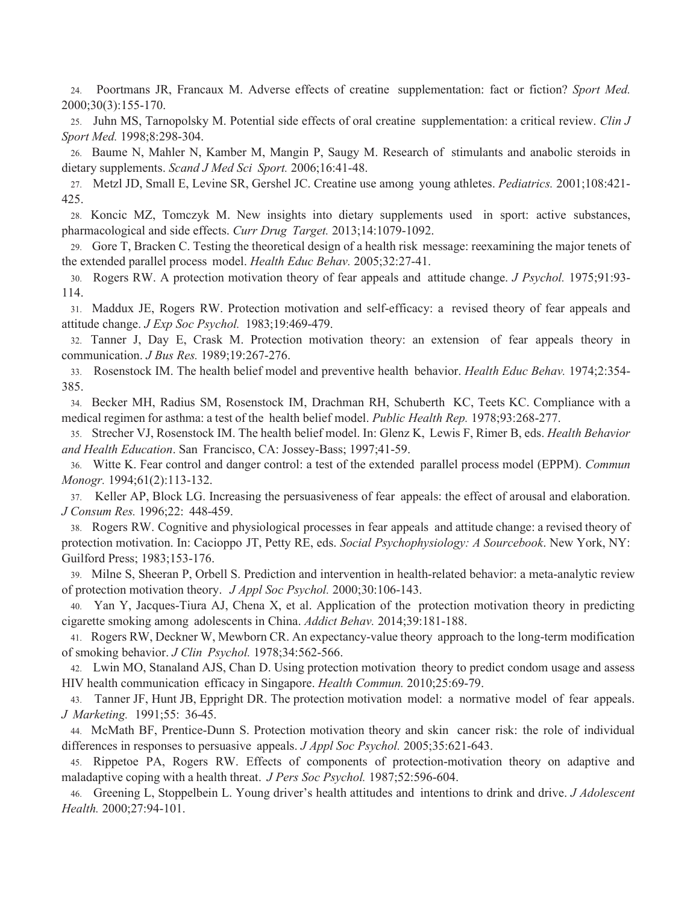24. Poortmans JR, Francaux M. Adverse effects of creatine supplementation: fact or fiction? *Sport Med.* 2000;30(3):155-170.

25. Juhn MS, Tarnopolsky M. Potential side effects of oral creatine supplementation: a critical review. *Clin J Sport Med.* 1998;8:298-304.

26. Baume N, Mahler N, Kamber M, Mangin P, Saugy M. Research of stimulants and anabolic steroids in dietary supplements. *Scand J Med Sci Sport.* 2006;16:41-48.

27. Metzl JD, Small E, Levine SR, Gershel JC. Creatine use among young athletes. *Pediatrics.* 2001;108:421-425.

28. Koncic MZ, Tomczyk M. New insights into dietary supplements used in sport: active substances, pharmacological and side effects. *Curr Drug Target.* 2013;14:1079-1092.

29. Gore T, Bracken C. Testing the theoretical design of a health risk message: reexamining the major tenets of the extended parallel process model. *Health Educ Behav.* 2005;32:27-41.

30. Rogers RW. A protection motivation theory of fear appeals and attitude change. *J Psychol.* 1975;91:93-114.

31. Maddux JE, Rogers RW. Protection motivation and self-efficacy: a revised theory of fear appeals and attitude change. *J Exp Soc Psychol.* 1983;19:469-479.

32. Tanner J, Day E, Crask M. Protection motivation theory: an extension of fear appeals theory in communication. *J Bus Res.* 1989;19:267-276.

33. Rosenstock IM. The health belief model and preventive health behavior. *Health Educ Behav.* 1974;2:354-385.

34. Becker MH, Radius SM, Rosenstock IM, Drachman RH, Schuberth KC, Teets KC. Compliance with a medical regimen for asthma: a test of the health belief model. *Public Health Rep.* 1978;93:268-277.

35. Strecher VJ, Rosenstock IM. The health belief model. In: Glenz K, Lewis F, Rimer B, eds. *Health Behavior and Health Education*. San Francisco, CA: Jossey-Bass; 1997;41-59.

36. Witte K. Fear control and danger control: a test of the extended parallel process model (EPPM). *Commun Monogr.* 1994;61(2):113-132.

37. Keller AP, Block LG. Increasing the persuasiveness of fear appeals: the effect of arousal and elaboration. *J Consum Res.* 1996;22: 448-459.

38. Rogers RW. Cognitive and physiological processes in fear appeals and attitude change: a revised theory of protection motivation. In: Cacioppo JT, Petty RE, eds. *Social Psychophysiology: A Sourcebook*. New York, NY: Guilford Press; 1983;153-176.

39. Milne S, Sheeran P, Orbell S. Prediction and intervention in health-related behavior: a meta-analytic review of protection motivation theory. *J Appl Soc Psychol.* 2000;30:106-143.

40. Yan Y, Jacques-Tiura AJ, Chena X, et al. Application of the protection motivation theory in predicting cigarette smoking among adolescents in China. *Addict Behav.* 2014;39:181-188.

41. Rogers RW, Deckner W, Mewborn CR. An expectancy-value theory approach to the long-term modification of smoking behavior. *J Clin Psychol.* 1978;34:562-566.

42. Lwin MO, Stanaland AJS, Chan D. Using protection motivation theory to predict condom usage and assess HIV health communication efficacy in Singapore. *Health Commun.* 2010;25:69-79.

43. Tanner JF, Hunt JB, Eppright DR. The protection motivation model: a normative model of fear appeals. *J Marketing.* 1991;55: 36-45.

44. McMath BF, Prentice-Dunn S. Protection motivation theory and skin cancer risk: the role of individual differences in responses to persuasive appeals. *J Appl Soc Psychol.* 2005;35:621-643.

45. Rippetoe PA, Rogers RW. Effects of components of protection-motivation theory on adaptive and maladaptive coping with a health threat. *J Pers Soc Psychol.* 1987;52:596-604.

46. Greening L, Stoppelbein L. Young driver's health attitudes and intentions to drink and drive. *J Adolescent Health.* 2000;27:94-101.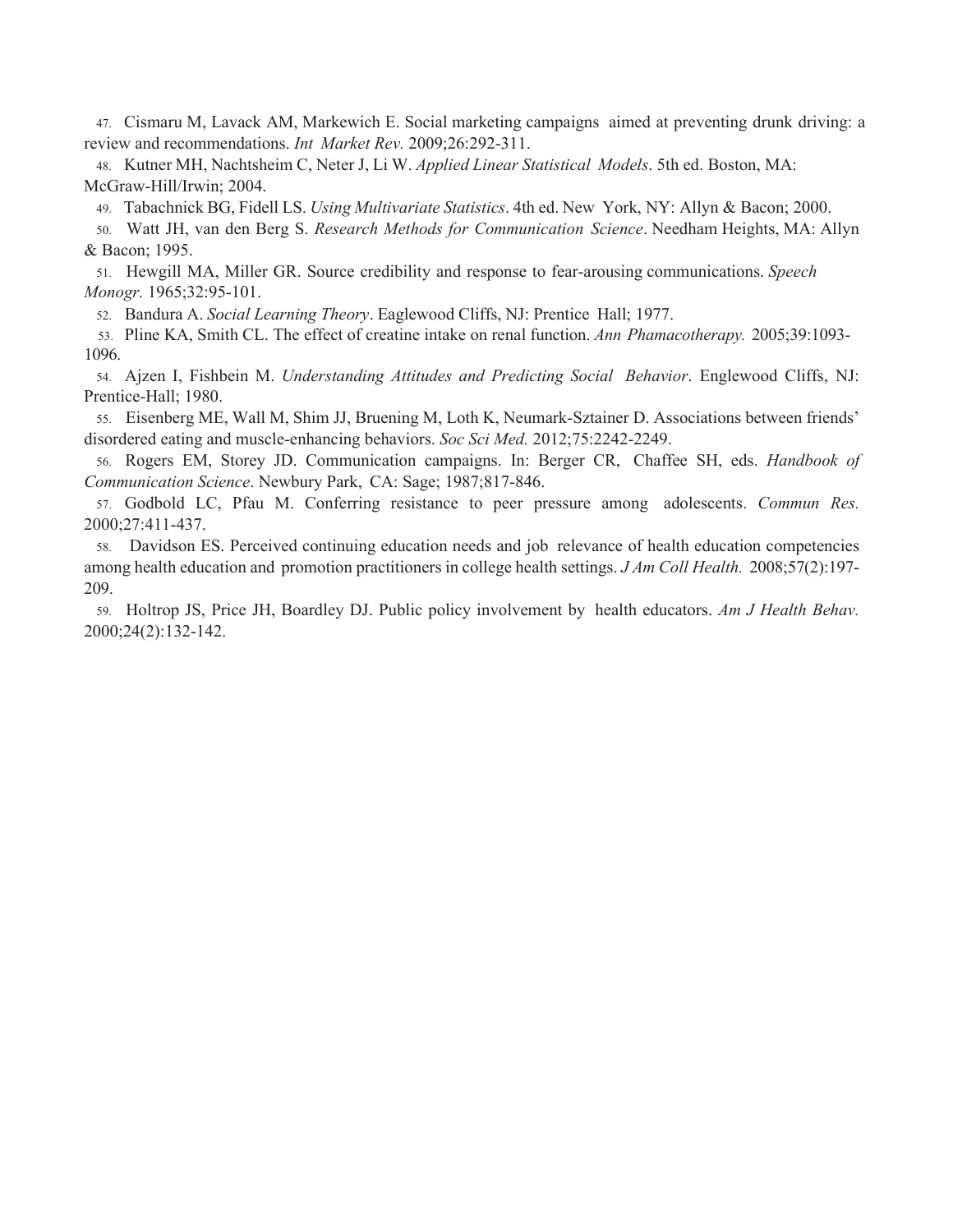47. Cismaru M, Lavack AM, Markewich E. Social marketing campaigns aimed at preventing drunk driving: a review and recommendations. *Int Market Rev.* 2009;26:292-311.

48. Kutner MH, Nachtsheim C, Neter J, Li W. *Applied Linear Statistical Models*. 5th ed. Boston, MA: McGraw-Hill/Irwin; 2004.

49. Tabachnick BG, Fidell LS. *Using Multivariate Statistics*. 4th ed. New York, NY: Allyn & Bacon; 2000.

50. Watt JH, van den Berg S. *Research Methods for Communication Science*. Needham Heights, MA: Allyn & Bacon; 1995.

51. Hewgill MA, Miller GR. Source credibility and response to fear-arousing communications. *Speech Monogr.* 1965;32:95-101.

52. Bandura A. *Social Learning Theory*. Eaglewood Cliffs, NJ: Prentice Hall; 1977.

53. Pline KA, Smith CL. The effect of creatine intake on renal function. *Ann Phamacotherapy.* 2005;39:1093-1096.

54. Ajzen I, Fishbein M. *Understanding Attitudes and Predicting Social Behavior*. Englewood Cliffs, NJ: Prentice-Hall; 1980.

55. Eisenberg ME, Wall M, Shim JJ, Bruening M, Loth K, Neumark-Sztainer D. Associations between friends' disordered eating and muscle-enhancing behaviors. *Soc Sci Med.* 2012;75:2242-2249.

56. Rogers EM, Storey JD. Communication campaigns. In: Berger CR, Chaffee SH, eds. *Handbook of Communication Science*. Newbury Park, CA: Sage; 1987;817-846.

57. Godbold LC, Pfau M. Conferring resistance to peer pressure among adolescents. *Commun Res.* 2000;27:411-437.

58. Davidson ES. Perceived continuing education needs and job relevance of health education competencies among health education and promotion practitioners in college health settings. *J Am Coll Health.* 2008;57(2):197-209.

59. Holtrop JS, Price JH, Boardley DJ. Public policy involvement by health educators. *Am J Health Behav.* 2000;24(2):132-142.